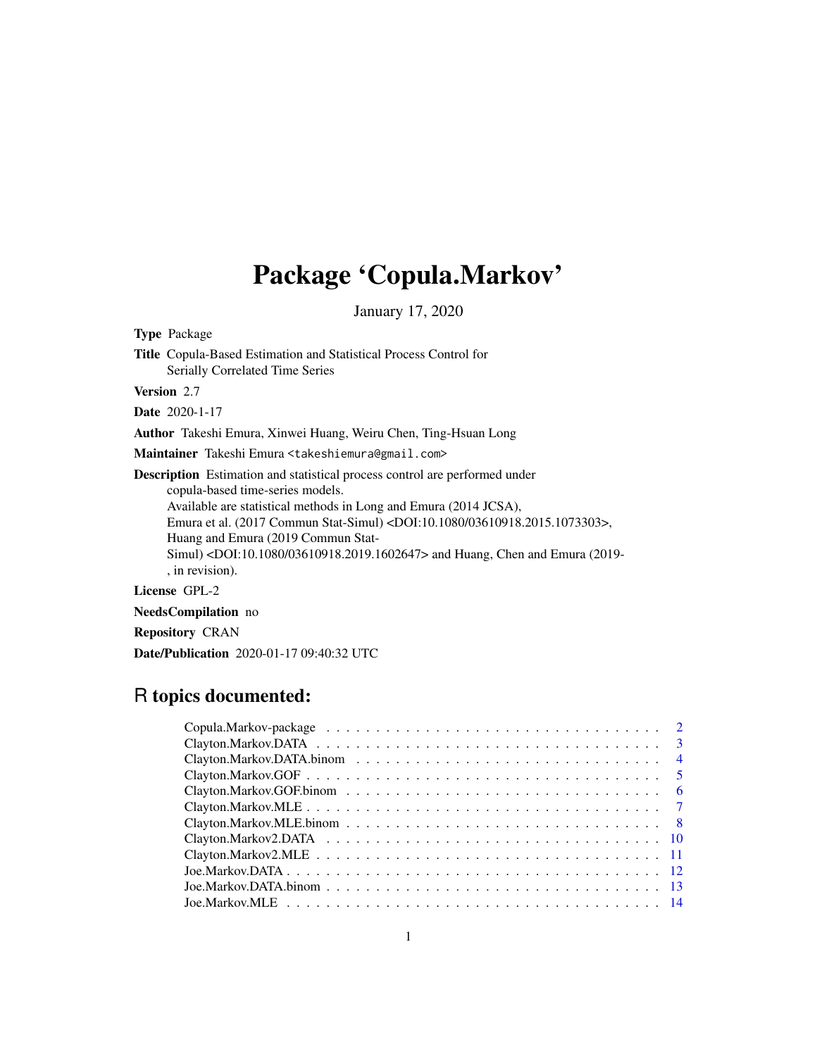# Package 'Copula.Markov'

January 17, 2020

**Type** Package

**Title** Copula-Based Estimation and Statistical Process Control for Serially Correlated Time Series

**Version** 2.7

**Date** 2020-1-17

**Author** Takeshi Emura, Xinwei Huang, Weiru Chen, Ting-Hsuan Long

**Maintainer** Takeshi Emura <takeshiemura@gmail.com>

**Description** Estimation and statistical process control are performed under copula-based time-series models.
Available are statistical methods in Long and Emura (2014 JCSA),
Emura et al. (2017 Commun Stat-Simul) <DOI:10.1080/03610918.2015.1073303>,
Huang and Emura (2019 Commun Stat-Simul) <DOI:10.1080/03610918.2019.1602647> and Huang, Chen and Emura (2019-, in revision).

**License** GPL-2

**NeedsCompilation** no

**Repository** CRAN

**Date/Publication** 2020-01-17 09:40:32 UTC

## R topics documented:

| | |
|---|---|
| Copula.Markov-package | 2 |
| Clayton.Markov.DATA | 3 |
| Clayton.Markov.DATA.binom | 4 |
| Clayton.Markov.GOF | 5 |
| Clayton.Markov.GOF.binom | 6 |
| Clayton.Markov.MLE | 7 |
| Clayton.Markov.MLE.binom | 8 |
| Clayton.Markov2.DATA | 10 |
| Clayton.Markov2.MLE | 11 |
| Joe.Markov.DATA | 12 |
| Joe.Markov.DATA.binom | 13 |
| Joe.Markov.MLE | 14 |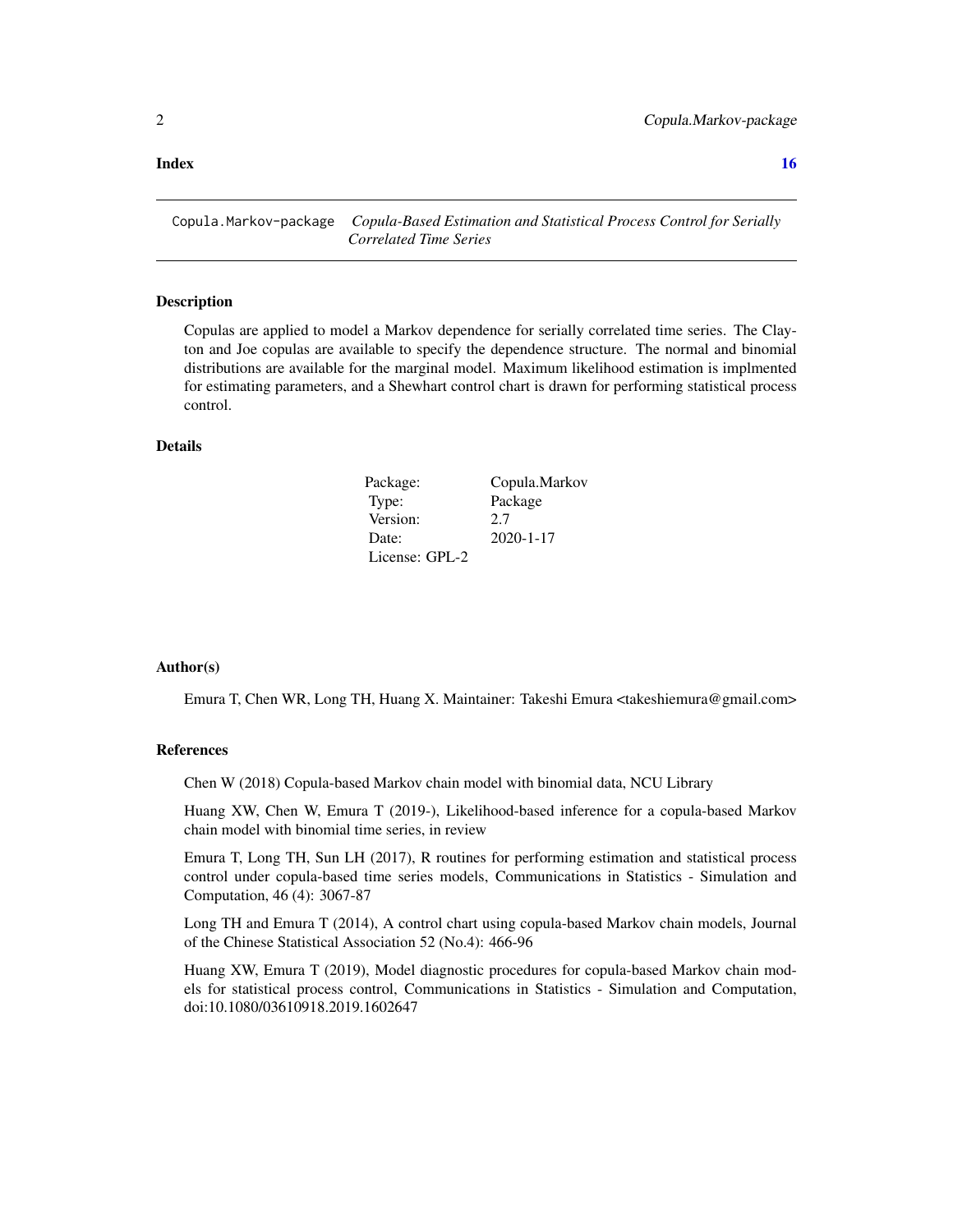**Index** **16**

---

Copula.Markov-package *Copula-Based Estimation and Statistical Process Control for Serially Correlated Time Series*

---

## Description

Copulas are applied to model a Markov dependence for serially correlated time series. The Clayton and Joe copulas are available to specify the dependence structure. The normal and binomial distributions are available for the marginal model. Maximum likelihood estimation is implmented for estimating parameters, and a Shewhart control chart is drawn for performing statistical process control.

## Details

| | |
|---|---|
| Package: | Copula.Markov |
| Type: | Package |
| Version: | 2.7 |
| Date: | 2020-1-17 |
| License: GPL-2 | |

## Author(s)

Emura T, Chen WR, Long TH, Huang X. Maintainer: Takeshi Emura <takeshiemura@gmail.com>

## References

Chen W (2018) Copula-based Markov chain model with binomial data, NCU Library

Huang XW, Chen W, Emura T (2019-), Likelihood-based inference for a copula-based Markov chain model with binomial time series, in review

Emura T, Long TH, Sun LH (2017), R routines for performing estimation and statistical process control under copula-based time series models, Communications in Statistics - Simulation and Computation, 46 (4): 3067-87

Long TH and Emura T (2014), A control chart using copula-based Markov chain models, Journal of the Chinese Statistical Association 52 (No.4): 466-96

Huang XW, Emura T (2019), Model diagnostic procedures for copula-based Markov chain models for statistical process control, Communications in Statistics - Simulation and Computation, doi:10.1080/03610918.2019.1602647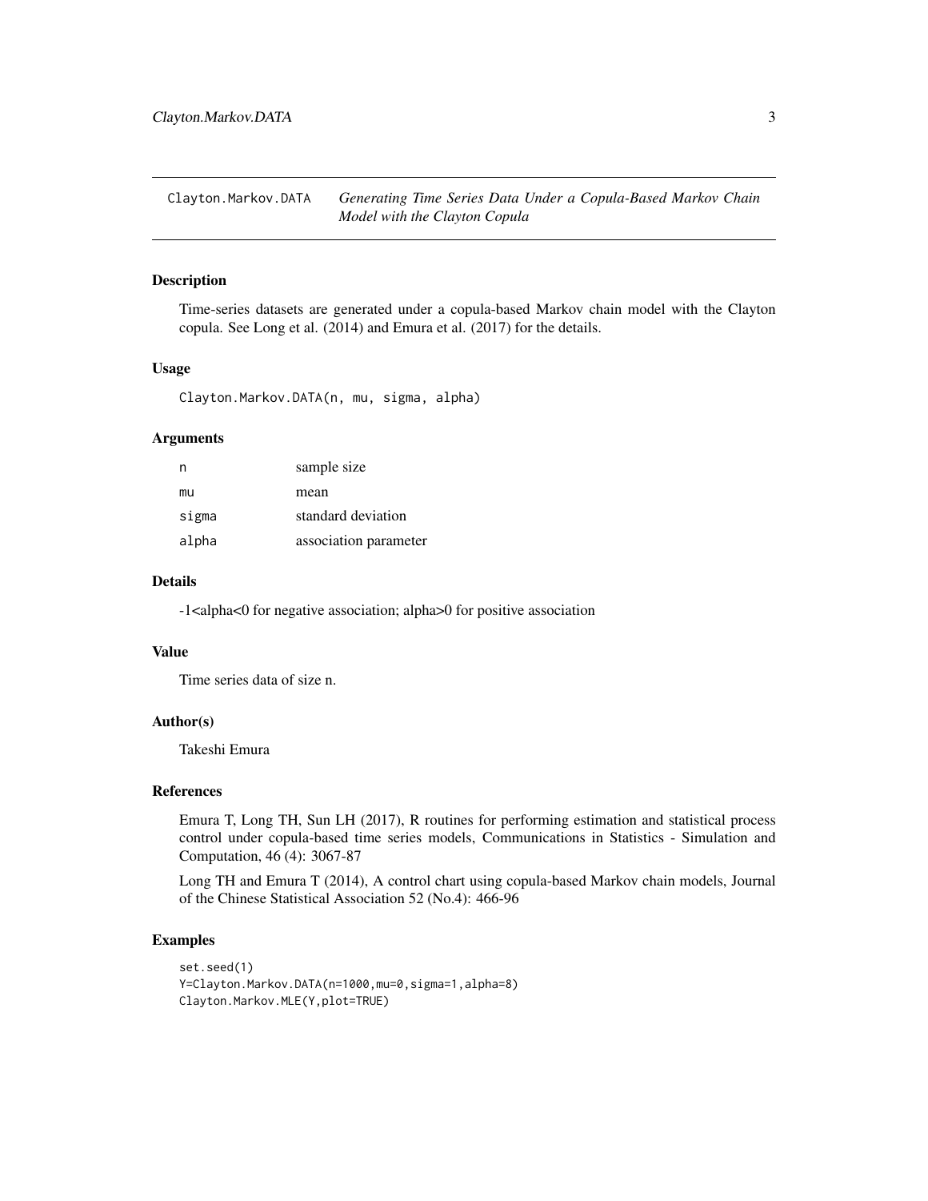# Clayton.Markov.DATA *Generating Time Series Data Under a Copula-Based Markov Chain Model with the Clayton Copula*

## Description

Time-series datasets are generated under a copula-based Markov chain model with the Clayton copula. See Long et al. (2014) and Emura et al. (2017) for the details.

## Usage

```
Clayton.Markov.DATA(n, mu, sigma, alpha)
```

## Arguments

| | |
|---|---|
| n | sample size |
| mu | mean |
| sigma | standard deviation |
| alpha | association parameter |

## Details

-1<alpha<0 for negative association; alpha>0 for positive association

## Value

Time series data of size n.

## Author(s)

Takeshi Emura

## References

Emura T, Long TH, Sun LH (2017), R routines for performing estimation and statistical process control under copula-based time series models, Communications in Statistics - Simulation and Computation, 46 (4): 3067-87

Long TH and Emura T (2014), A control chart using copula-based Markov chain models, Journal of the Chinese Statistical Association 52 (No.4): 466-96

## Examples

```
set.seed(1)
Y=Clayton.Markov.DATA(n=1000,mu=0,sigma=1,alpha=8)
Clayton.Markov.MLE(Y,plot=TRUE)
```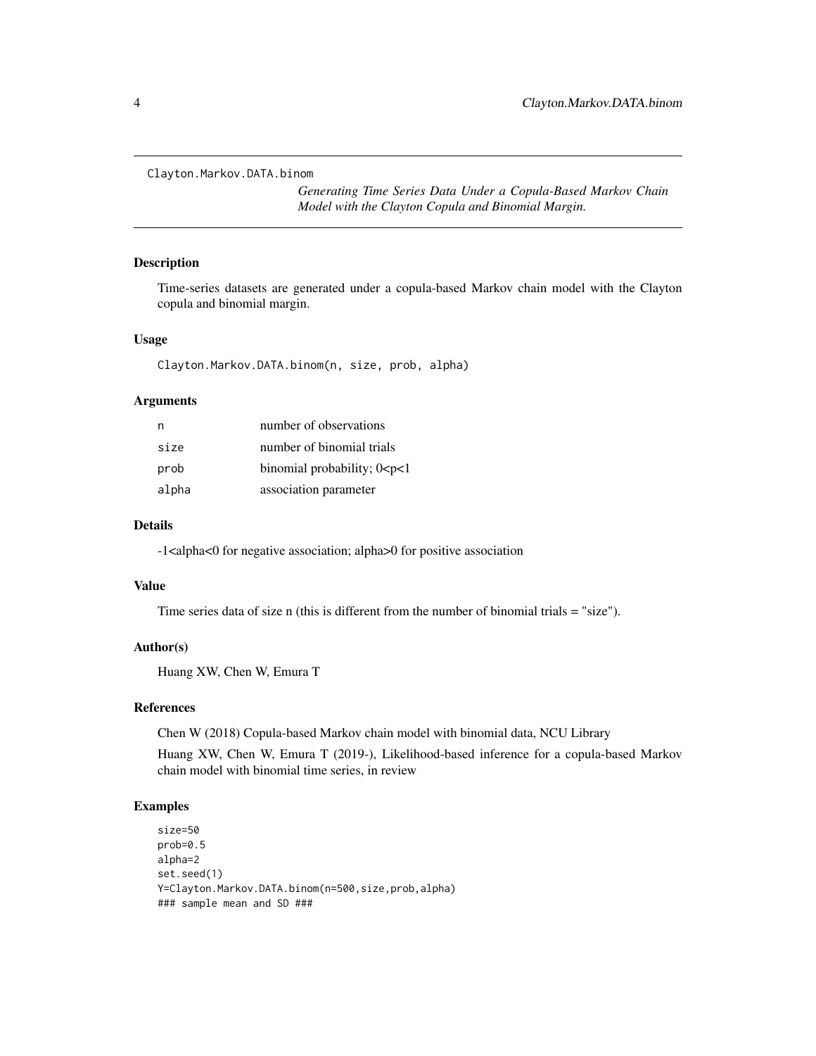Clayton.Markov.DATA.binom

*Generating Time Series Data Under a Copula-Based Markov Chain Model with the Clayton Copula and Binomial Margin.*

## Description

Time-series datasets are generated under a copula-based Markov chain model with the Clayton copula and binomial margin.

## Usage

```
Clayton.Markov.DATA.binom(n, size, prob, alpha)
```

## Arguments

| | |
|---|---|
| n | number of observations |
| size | number of binomial trials |
| prob | binomial probability; 0<p<1 |
| alpha | association parameter |

## Details

-1<alpha<0 for negative association; alpha>0 for positive association

## Value

Time series data of size n (this is different from the number of binomial trials = "size").

## Author(s)

Huang XW, Chen W, Emura T

## References

Chen W (2018) Copula-based Markov chain model with binomial data, NCU Library

Huang XW, Chen W, Emura T (2019-), Likelihood-based inference for a copula-based Markov chain model with binomial time series, in review

## Examples

```
size=50
prob=0.5
alpha=2
set.seed(1)
Y=Clayton.Markov.DATA.binom(n=500,size,prob,alpha)
### sample mean and SD ###
```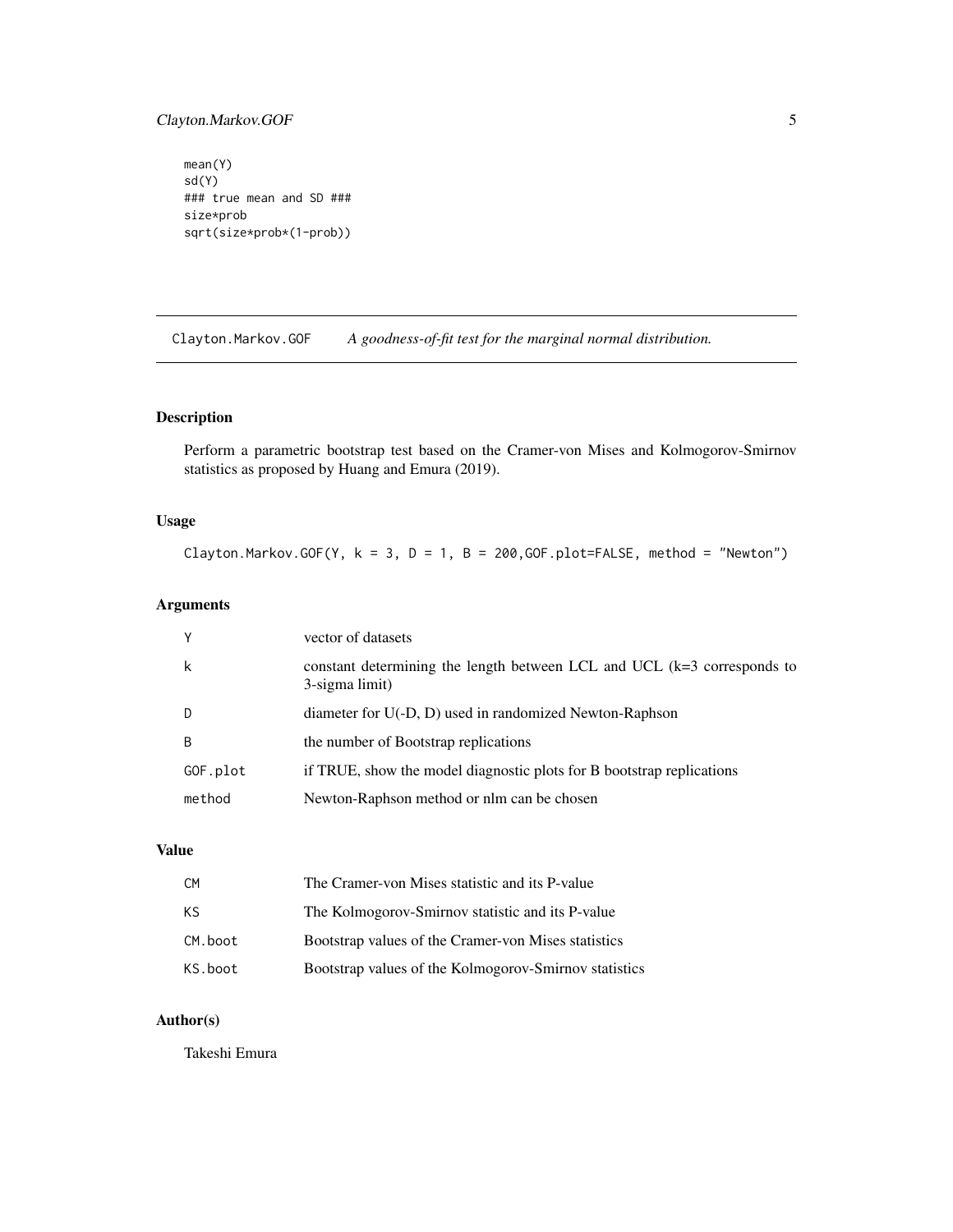```
mean(Y)
sd(Y)
### true mean and SD ###
size*prob
sqrt(size*prob*(1-prob))
```

## Clayton.Markov.GOF — *A goodness-of-fit test for the marginal normal distribution.*

### Description

Perform a parametric bootstrap test based on the Cramer-von Mises and Kolmogorov-Smirnov statistics as proposed by Huang and Emura (2019).

### Usage

```
Clayton.Markov.GOF(Y, k = 3, D = 1, B = 200,GOF.plot=FALSE, method = "Newton")
```

### Arguments

| | |
|---|---|
| Y | vector of datasets |
| k | constant determining the length between LCL and UCL (k=3 corresponds to 3-sigma limit) |
| D | diameter for U(-D, D) used in randomized Newton-Raphson |
| B | the number of Bootstrap replications |
| GOF.plot | if TRUE, show the model diagnostic plots for B bootstrap replications |
| method | Newton-Raphson method or nlm can be chosen |

### Value

| | |
|---|---|
| CM | The Cramer-von Mises statistic and its P-value |
| KS | The Kolmogorov-Smirnov statistic and its P-value |
| CM.boot | Bootstrap values of the Cramer-von Mises statistics |
| KS.boot | Bootstrap values of the Kolmogorov-Smirnov statistics |

### Author(s)

Takeshi Emura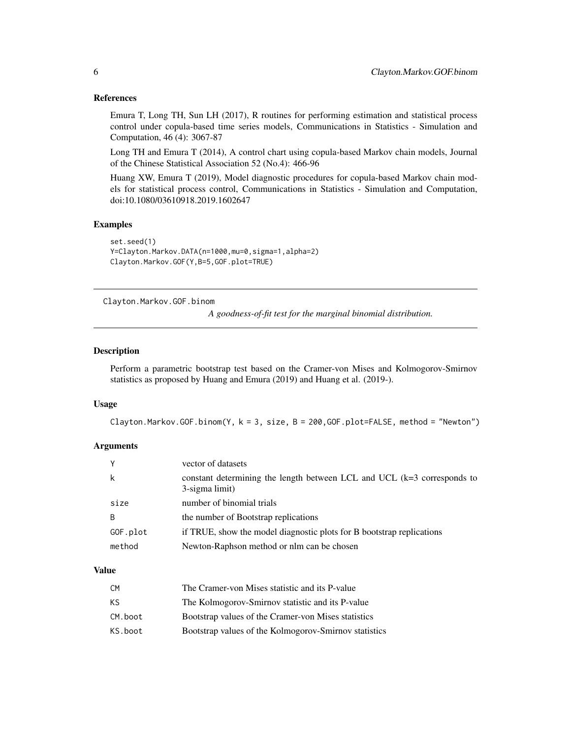### References

Emura T, Long TH, Sun LH (2017), R routines for performing estimation and statistical process control under copula-based time series models, Communications in Statistics - Simulation and Computation, 46 (4): 3067-87

Long TH and Emura T (2014), A control chart using copula-based Markov chain models, Journal of the Chinese Statistical Association 52 (No.4): 466-96

Huang XW, Emura T (2019), Model diagnostic procedures for copula-based Markov chain models for statistical process control, Communications in Statistics - Simulation and Computation, doi:10.1080/03610918.2019.1602647

### Examples

```
set.seed(1)
Y=Clayton.Markov.DATA(n=1000,mu=0,sigma=1,alpha=2)
Clayton.Markov.GOF(Y,B=5,GOF.plot=TRUE)
```

---

## Clayton.Markov.GOF.binom

*A goodness-of-fit test for the marginal binomial distribution.*

---

### Description

Perform a parametric bootstrap test based on the Cramer-von Mises and Kolmogorov-Smirnov statistics as proposed by Huang and Emura (2019) and Huang et al. (2019-).

### Usage

```
Clayton.Markov.GOF.binom(Y, k = 3, size, B = 200,GOF.plot=FALSE, method = "Newton")
```

### Arguments

| | |
|---|---|
| Y | vector of datasets |
| k | constant determining the length between LCL and UCL (k=3 corresponds to 3-sigma limit) |
| size | number of binomial trials |
| B | the number of Bootstrap replications |
| GOF.plot | if TRUE, show the model diagnostic plots for B bootstrap replications |
| method | Newton-Raphson method or nlm can be chosen |

### Value

| | |
|---|---|
| CM | The Cramer-von Mises statistic and its P-value |
| KS | The Kolmogorov-Smirnov statistic and its P-value |
| CM.boot | Bootstrap values of the Cramer-von Mises statistics |
| KS.boot | Bootstrap values of the Kolmogorov-Smirnov statistics |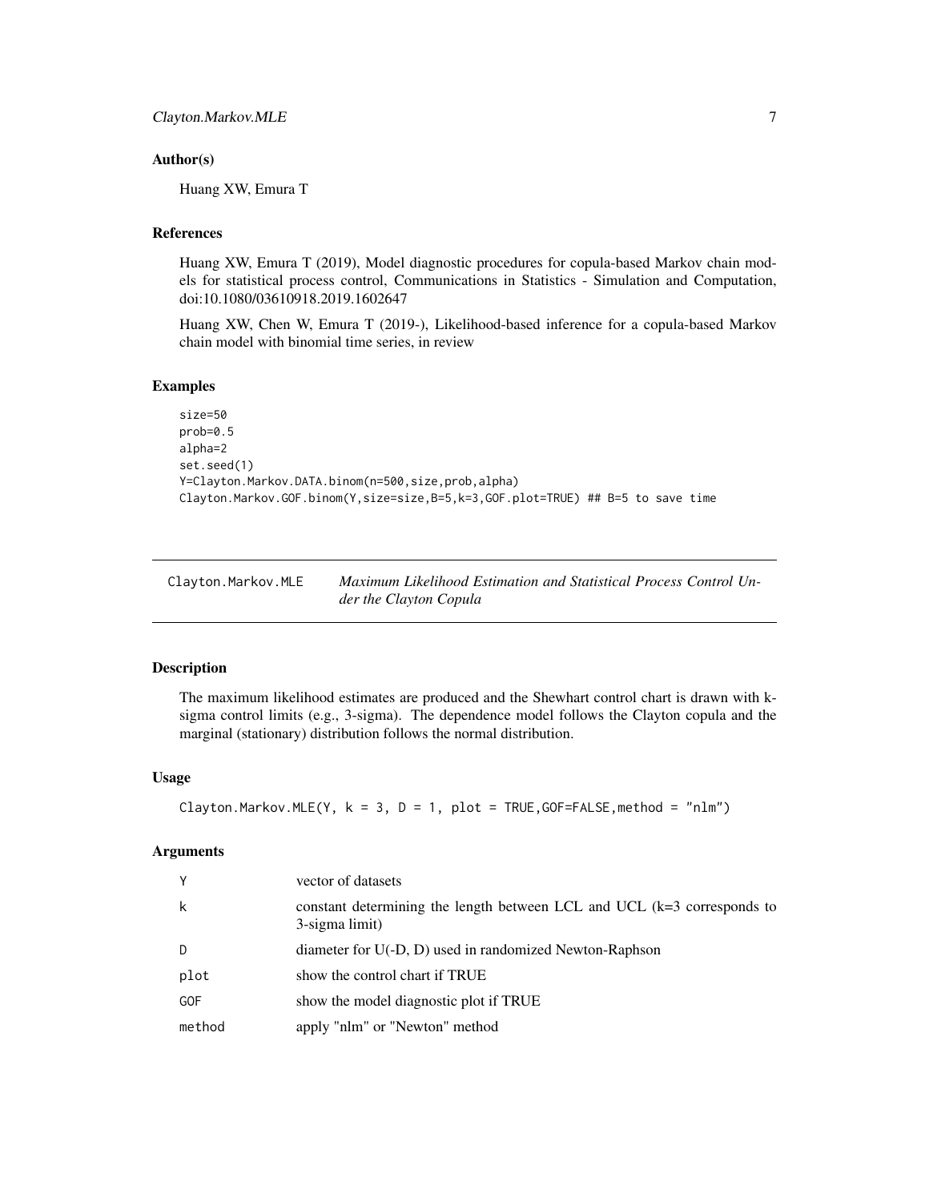### Author(s)

Huang XW, Emura T

### References

Huang XW, Emura T (2019), Model diagnostic procedures for copula-based Markov chain models for statistical process control, Communications in Statistics - Simulation and Computation, doi:10.1080/03610918.2019.1602647

Huang XW, Chen W, Emura T (2019-), Likelihood-based inference for a copula-based Markov chain model with binomial time series, in review

### Examples

```
size=50
prob=0.5
alpha=2
set.seed(1)
Y=Clayton.Markov.DATA.binom(n=500,size,prob,alpha)
Clayton.Markov.GOF.binom(Y,size=size,B=5,k=3,GOF.plot=TRUE) ## B=5 to save time
```

---

## Clayton.Markov.MLE — *Maximum Likelihood Estimation and Statistical Process Control Under the Clayton Copula*

---

### Description

The maximum likelihood estimates are produced and the Shewhart control chart is drawn with k-sigma control limits (e.g., 3-sigma). The dependence model follows the Clayton copula and the marginal (stationary) distribution follows the normal distribution.

### Usage

```
Clayton.Markov.MLE(Y, k = 3, D = 1, plot = TRUE,GOF=FALSE,method = "nlm")
```

### Arguments

| | |
|---|---|
| Y | vector of datasets |
| k | constant determining the length between LCL and UCL (k=3 corresponds to 3-sigma limit) |
| D | diameter for U(-D, D) used in randomized Newton-Raphson |
| plot | show the control chart if TRUE |
| GOF | show the model diagnostic plot if TRUE |
| method | apply "nlm" or "Newton" method |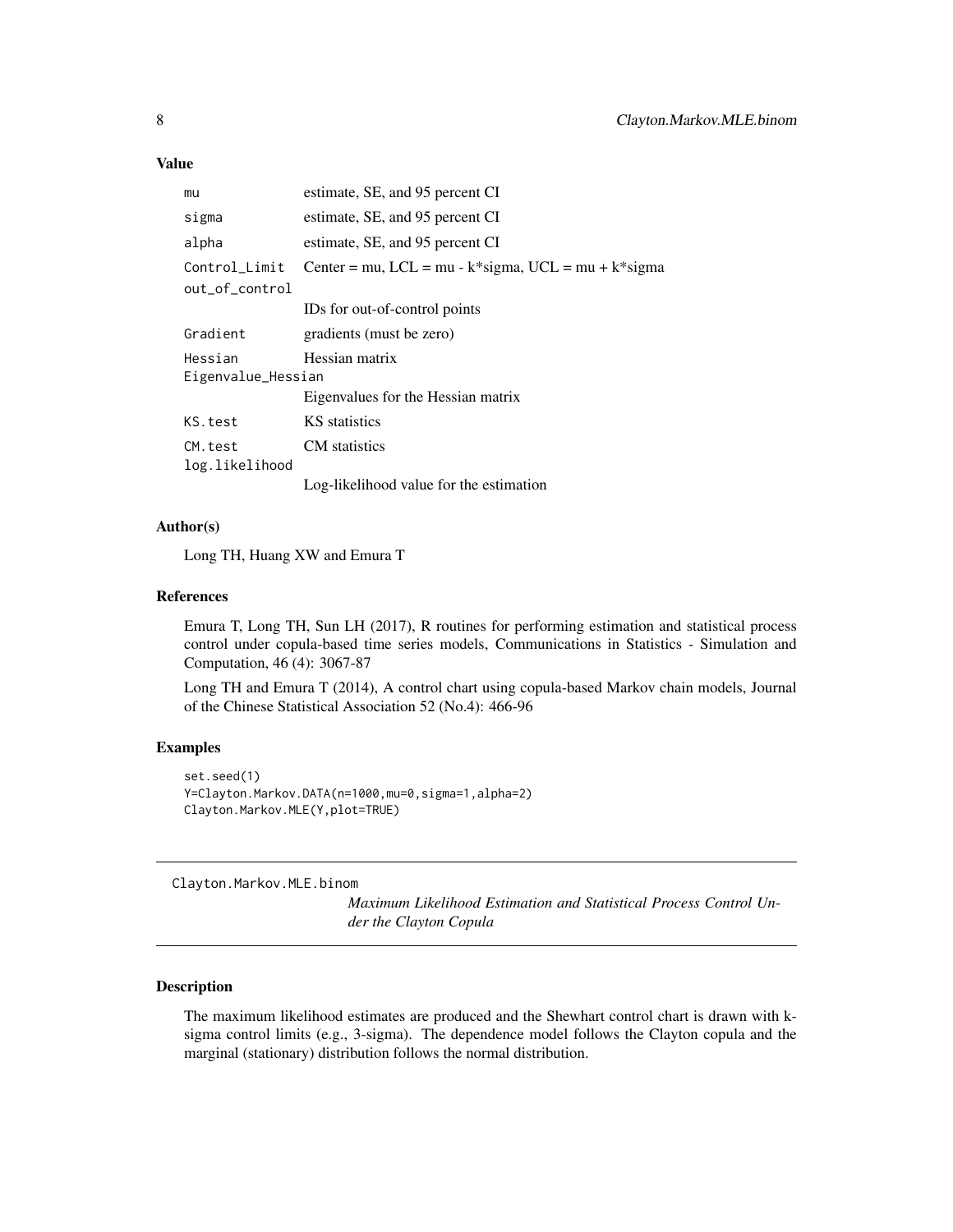### Value

| | |
|---|---|
| mu | estimate, SE, and 95 percent CI |
| sigma | estimate, SE, and 95 percent CI |
| alpha | estimate, SE, and 95 percent CI |
| Control_Limit | Center = mu, LCL = mu - k*sigma, UCL = mu + k*sigma |
| out_of_control | IDs for out-of-control points |
| Gradient | gradients (must be zero) |
| Hessian | Hessian matrix |
| Eigenvalue_Hessian | Eigenvalues for the Hessian matrix |
| KS.test | KS statistics |
| CM.test | CM statistics |
| log.likelihood | Log-likelihood value for the estimation |

### Author(s)

Long TH, Huang XW and Emura T

### References

Emura T, Long TH, Sun LH (2017), R routines for performing estimation and statistical process control under copula-based time series models, Communications in Statistics - Simulation and Computation, 46 (4): 3067-87

Long TH and Emura T (2014), A control chart using copula-based Markov chain models, Journal of the Chinese Statistical Association 52 (No.4): 466-96

### Examples

```
set.seed(1)
Y=Clayton.Markov.DATA(n=1000,mu=0,sigma=1,alpha=2)
Clayton.Markov.MLE(Y,plot=TRUE)
```

---

## Clayton.Markov.MLE.binom

*Maximum Likelihood Estimation and Statistical Process Control Under the Clayton Copula*

### Description

The maximum likelihood estimates are produced and the Shewhart control chart is drawn with k-sigma control limits (e.g., 3-sigma). The dependence model follows the Clayton copula and the marginal (stationary) distribution follows the normal distribution.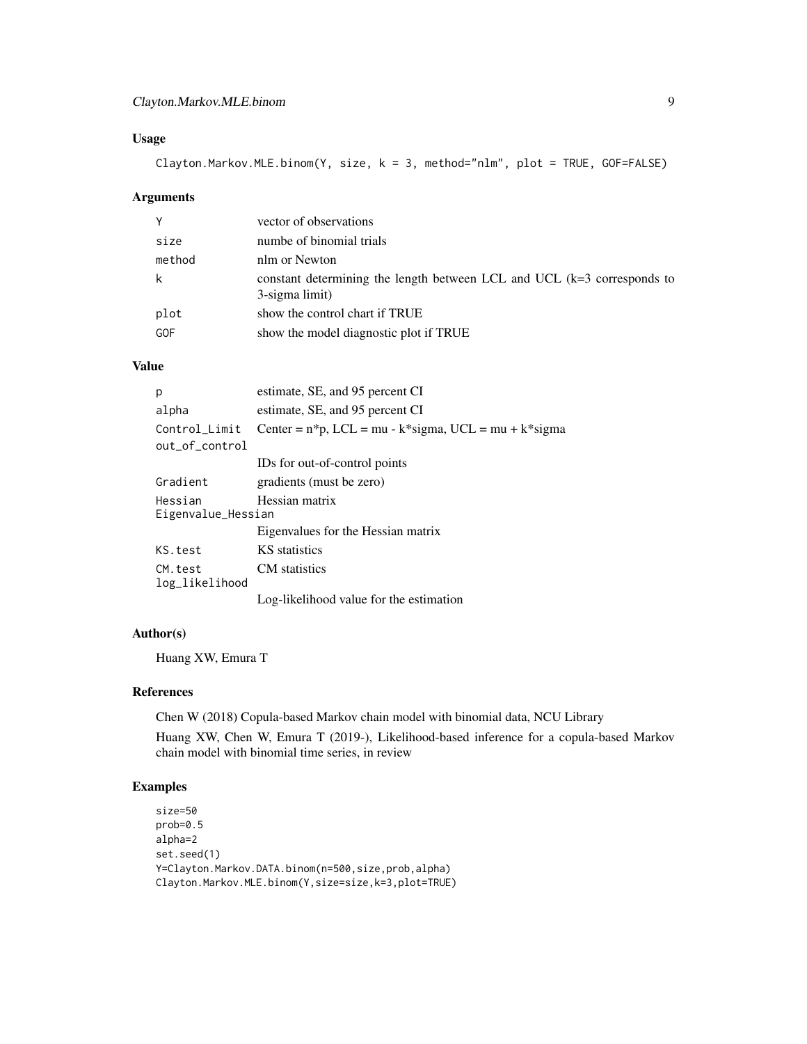## Usage

```
Clayton.Markov.MLE.binom(Y, size, k = 3, method="nlm", plot = TRUE, GOF=FALSE)
```

## Arguments

| | |
|---|---|
| Y | vector of observations |
| size | numbe of binomial trials |
| method | nlm or Newton |
| k | constant determining the length between LCL and UCL (k=3 corresponds to 3-sigma limit) |
| plot | show the control chart if TRUE |
| GOF | show the model diagnostic plot if TRUE |

## Value

| | |
|---|---|
| p | estimate, SE, and 95 percent CI |
| alpha | estimate, SE, and 95 percent CI |
| Control_Limit | Center = n*p, LCL = mu - k*sigma, UCL = mu + k*sigma |
| out_of_control | IDs for out-of-control points |
| Gradient | gradients (must be zero) |
| Hessian | Hessian matrix |
| Eigenvalue_Hessian | Eigenvalues for the Hessian matrix |
| KS.test | KS statistics |
| CM.test | CM statistics |
| log_likelihood | Log-likelihood value for the estimation |

## Author(s)

Huang XW, Emura T

## References

Chen W (2018) Copula-based Markov chain model with binomial data, NCU Library

Huang XW, Chen W, Emura T (2019-), Likelihood-based inference for a copula-based Markov chain model with binomial time series, in review

## Examples

```
size=50
prob=0.5
alpha=2
set.seed(1)
Y=Clayton.Markov.DATA.binom(n=500,size,prob,alpha)
Clayton.Markov.MLE.binom(Y,size=size,k=3,plot=TRUE)
```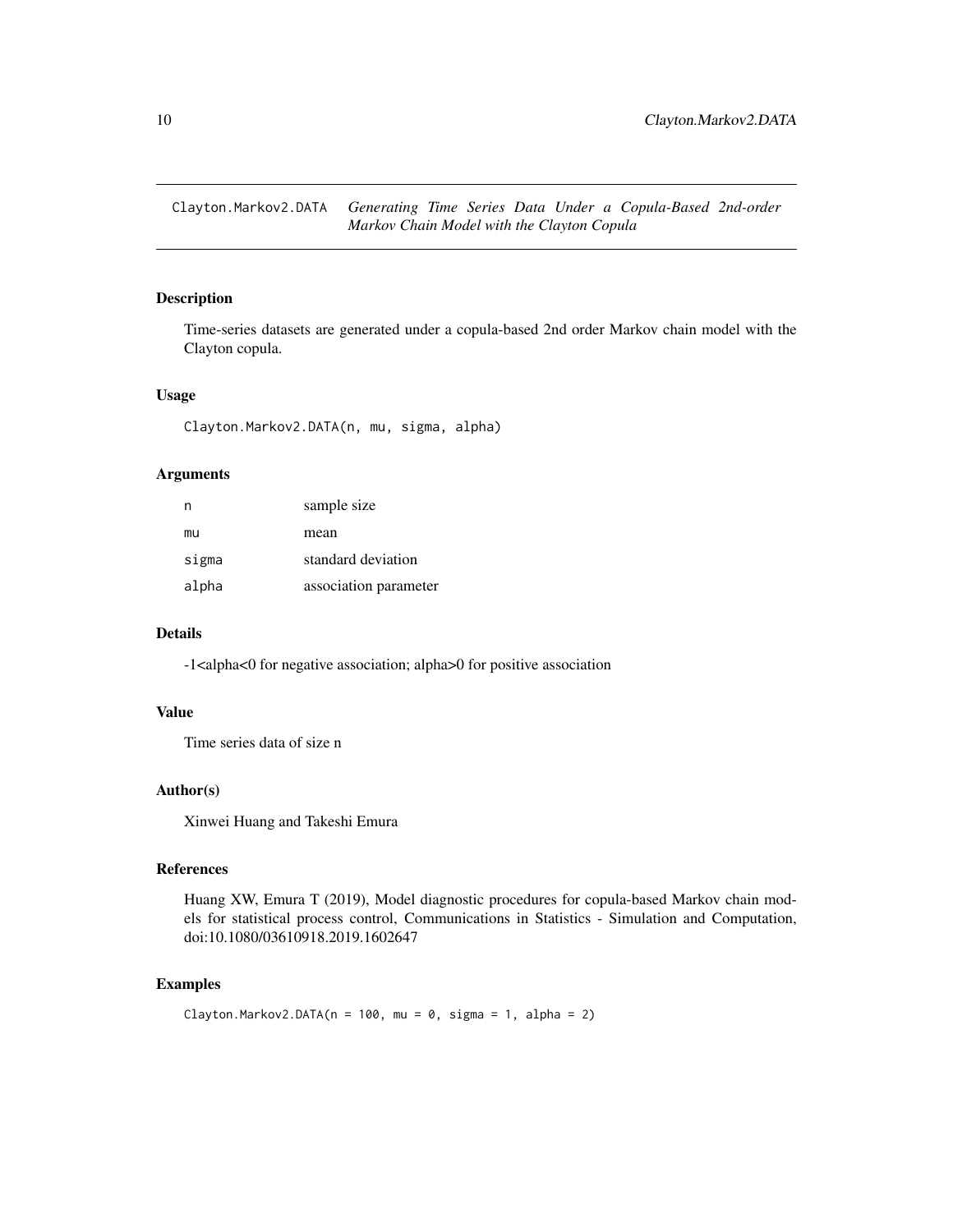# Clayton.Markov2.DATA — *Generating Time Series Data Under a Copula-Based 2nd-order Markov Chain Model with the Clayton Copula*

## Description

Time-series datasets are generated under a copula-based 2nd order Markov chain model with the Clayton copula.

## Usage

```
Clayton.Markov2.DATA(n, mu, sigma, alpha)
```

## Arguments

| | |
|---|---|
| n | sample size |
| mu | mean |
| sigma | standard deviation |
| alpha | association parameter |

## Details

-1<alpha<0 for negative association; alpha>0 for positive association

## Value

Time series data of size n

## Author(s)

Xinwei Huang and Takeshi Emura

## References

Huang XW, Emura T (2019), Model diagnostic procedures for copula-based Markov chain models for statistical process control, Communications in Statistics - Simulation and Computation, doi:10.1080/03610918.2019.1602647

## Examples

```
Clayton.Markov2.DATA(n = 100, mu = 0, sigma = 1, alpha = 2)
```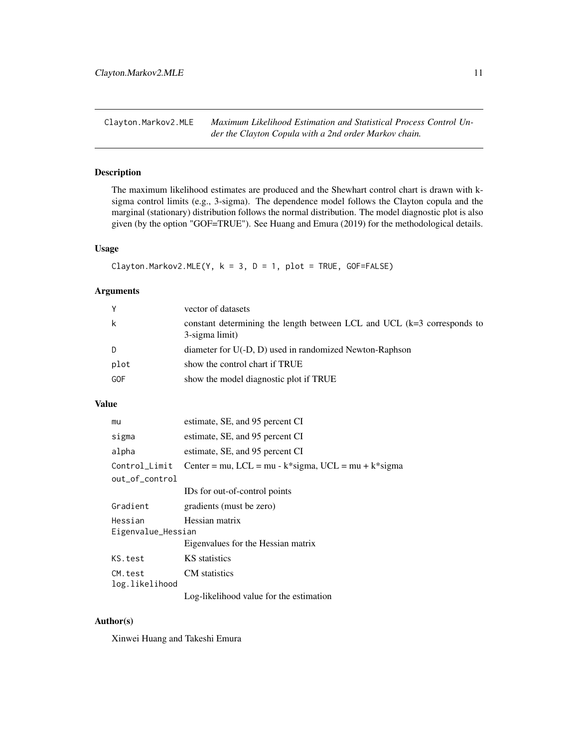`Clayton.Markov2.MLE` *Maximum Likelihood Estimation and Statistical Process Control Under the Clayton Copula with a 2nd order Markov chain.*

## Description

The maximum likelihood estimates are produced and the Shewhart control chart is drawn with k-sigma control limits (e.g., 3-sigma). The dependence model follows the Clayton copula and the marginal (stationary) distribution follows the normal distribution. The model diagnostic plot is also given (by the option "GOF=TRUE"). See Huang and Emura (2019) for the methodological details.

## Usage

```
Clayton.Markov2.MLE(Y, k = 3, D = 1, plot = TRUE, GOF=FALSE)
```

## Arguments

| | |
|---|---|
| Y | vector of datasets |
| k | constant determining the length between LCL and UCL (k=3 corresponds to 3-sigma limit) |
| D | diameter for U(-D, D) used in randomized Newton-Raphson |
| plot | show the control chart if TRUE |
| GOF | show the model diagnostic plot if TRUE |

## Value

| | |
|---|---|
| mu | estimate, SE, and 95 percent CI |
| sigma | estimate, SE, and 95 percent CI |
| alpha | estimate, SE, and 95 percent CI |
| Control_Limit | Center = mu, LCL = mu - k*sigma, UCL = mu + k*sigma |
| out_of_control | IDs for out-of-control points |
| Gradient | gradients (must be zero) |
| Hessian | Hessian matrix |
| Eigenvalue_Hessian | Eigenvalues for the Hessian matrix |
| KS.test | KS statistics |
| CM.test | CM statistics |
| log.likelihood | Log-likelihood value for the estimation |

## Author(s)

Xinwei Huang and Takeshi Emura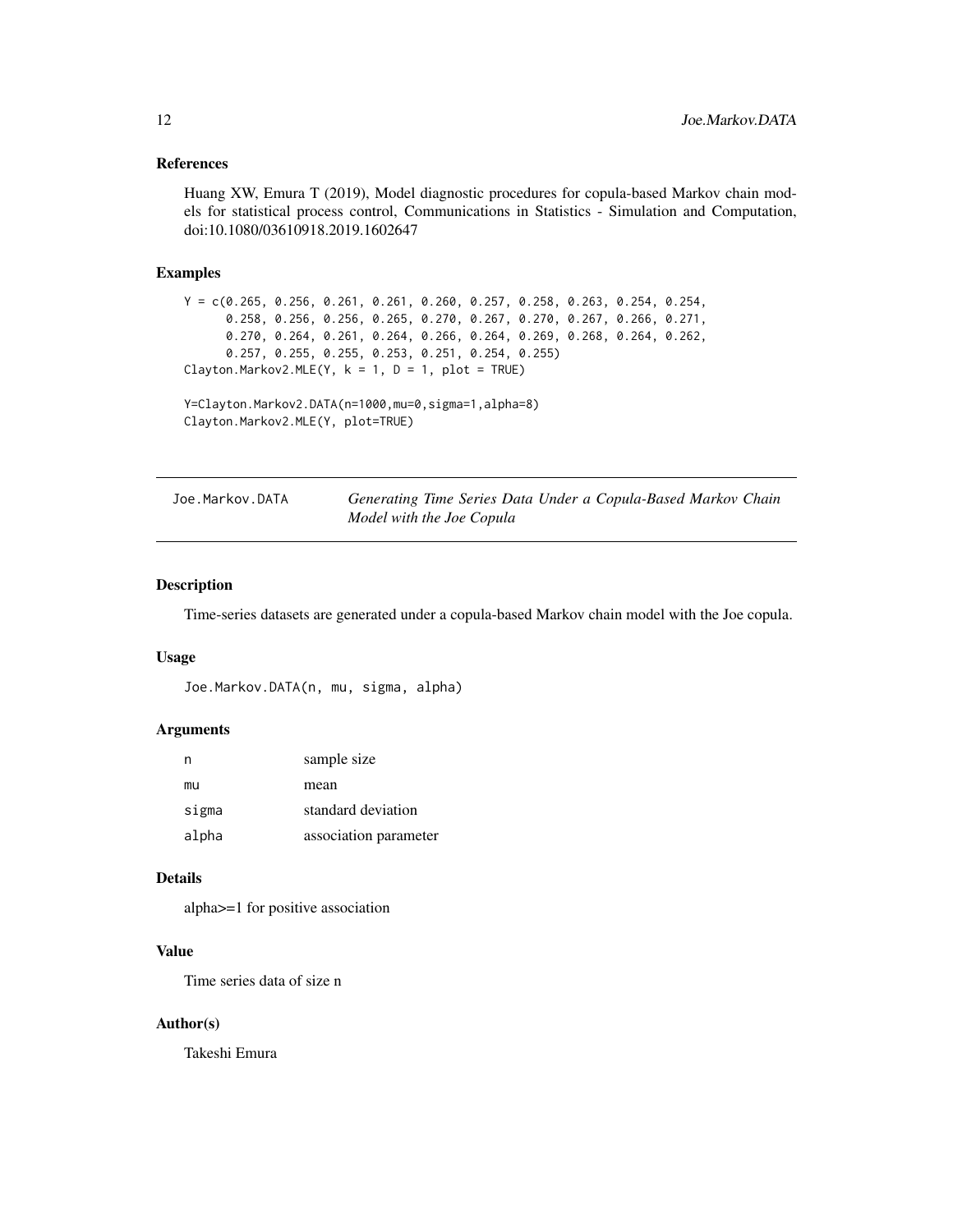### References

Huang XW, Emura T (2019), Model diagnostic procedures for copula-based Markov chain models for statistical process control, Communications in Statistics - Simulation and Computation, doi:10.1080/03610918.2019.1602647

### Examples

```
Y = c(0.265, 0.256, 0.261, 0.261, 0.260, 0.257, 0.258, 0.263, 0.254, 0.254,
      0.258, 0.256, 0.256, 0.265, 0.270, 0.267, 0.270, 0.267, 0.266, 0.271,
      0.270, 0.264, 0.261, 0.264, 0.266, 0.264, 0.269, 0.268, 0.264, 0.262,
      0.257, 0.255, 0.255, 0.253, 0.251, 0.254, 0.255)
Clayton.Markov2.MLE(Y, k = 1, D = 1, plot = TRUE)

Y=Clayton.Markov2.DATA(n=1000,mu=0,sigma=1,alpha=8)
Clayton.Markov2.MLE(Y, plot=TRUE)
```

---

## Joe.Markov.DATA — *Generating Time Series Data Under a Copula-Based Markov Chain Model with the Joe Copula*

---

### Description

Time-series datasets are generated under a copula-based Markov chain model with the Joe copula.

### Usage

```
Joe.Markov.DATA(n, mu, sigma, alpha)
```

### Arguments

| | |
|---|---|
| n | sample size |
| mu | mean |
| sigma | standard deviation |
| alpha | association parameter |

### Details

alpha>=1 for positive association

### Value

Time series data of size n

### Author(s)

Takeshi Emura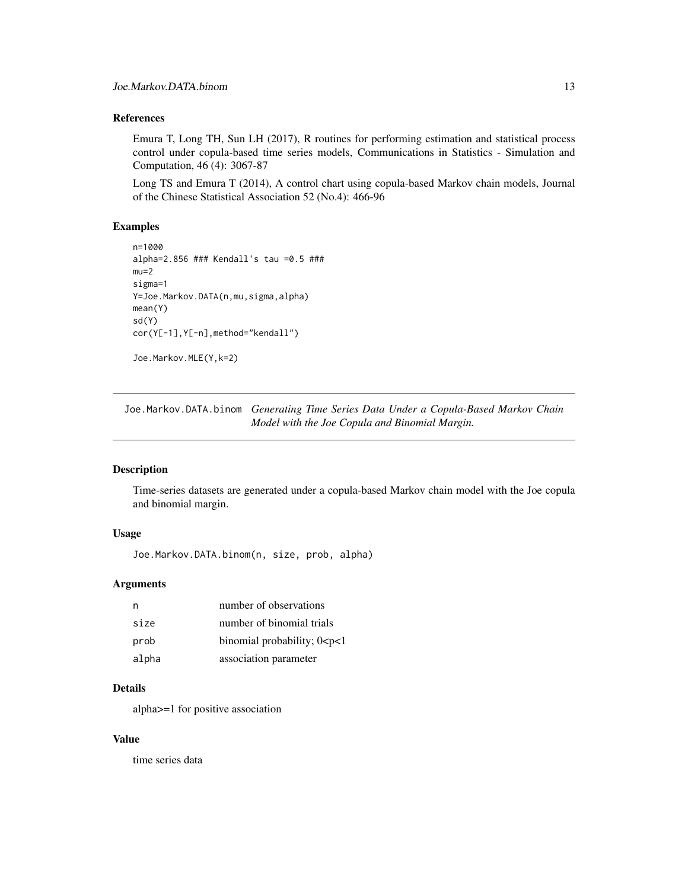### References

Emura T, Long TH, Sun LH (2017), R routines for performing estimation and statistical process control under copula-based time series models, Communications in Statistics - Simulation and Computation, 46 (4): 3067-87

Long TS and Emura T (2014), A control chart using copula-based Markov chain models, Journal of the Chinese Statistical Association 52 (No.4): 466-96

### Examples

```
n=1000
alpha=2.856 ### Kendall's tau =0.5 ###
mu=2
sigma=1
Y=Joe.Markov.DATA(n,mu,sigma,alpha)
mean(Y)
sd(Y)
cor(Y[-1],Y[-n],method="kendall")

Joe.Markov.MLE(Y,k=2)
```

---

## Joe.Markov.DATA.binom *Generating Time Series Data Under a Copula-Based Markov Chain Model with the Joe Copula and Binomial Margin.*

---

### Description

Time-series datasets are generated under a copula-based Markov chain model with the Joe copula and binomial margin.

### Usage

```
Joe.Markov.DATA.binom(n, size, prob, alpha)
```

### Arguments

| | |
|---|---|
| n | number of observations |
| size | number of binomial trials |
| prob | binomial probability; 0<p<1 |
| alpha | association parameter |

### Details

alpha>=1 for positive association

### Value

time series data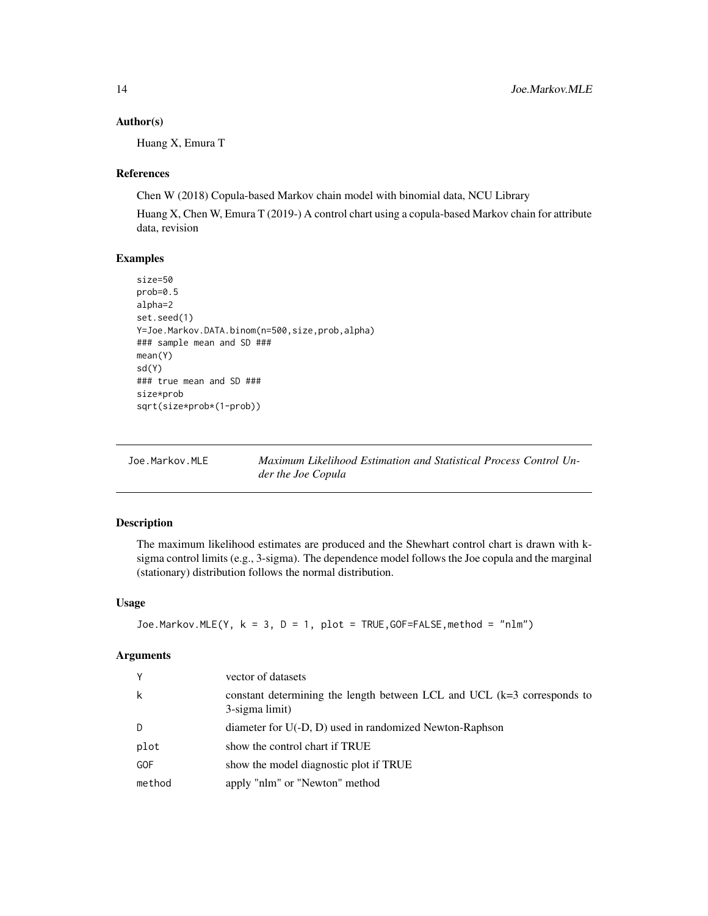### Author(s)

Huang X, Emura T

### References

Chen W (2018) Copula-based Markov chain model with binomial data, NCU Library

Huang X, Chen W, Emura T (2019-) A control chart using a copula-based Markov chain for attribute data, revision

### Examples

```
size=50
prob=0.5
alpha=2
set.seed(1)
Y=Joe.Markov.DATA.binom(n=500,size,prob,alpha)
### sample mean and SD ###
mean(Y)
sd(Y)
### true mean and SD ###
size*prob
sqrt(size*prob*(1-prob))
```

---

## Joe.Markov.MLE — *Maximum Likelihood Estimation and Statistical Process Control Under the Joe Copula*

---

### Description

The maximum likelihood estimates are produced and the Shewhart control chart is drawn with k-sigma control limits (e.g., 3-sigma). The dependence model follows the Joe copula and the marginal (stationary) distribution follows the normal distribution.

### Usage

```
Joe.Markov.MLE(Y, k = 3, D = 1, plot = TRUE,GOF=FALSE,method = "nlm")
```

### Arguments

| | |
|---|---|
| Y | vector of datasets |
| k | constant determining the length between LCL and UCL (k=3 corresponds to 3-sigma limit) |
| D | diameter for U(-D, D) used in randomized Newton-Raphson |
| plot | show the control chart if TRUE |
| GOF | show the model diagnostic plot if TRUE |
| method | apply "nlm" or "Newton" method |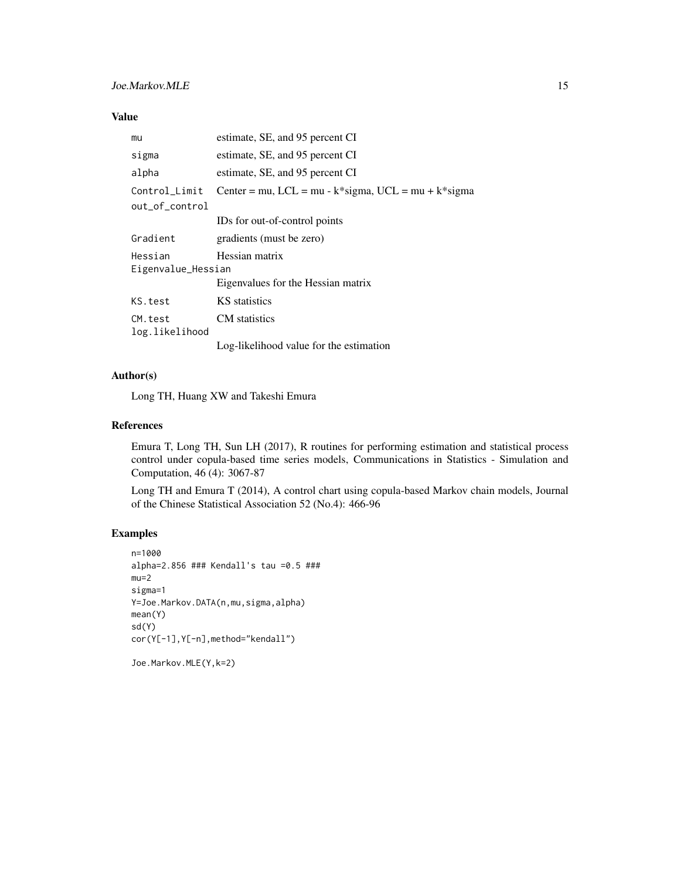## Value

| | |
|---|---|
| mu | estimate, SE, and 95 percent CI |
| sigma | estimate, SE, and 95 percent CI |
| alpha | estimate, SE, and 95 percent CI |
| Control_Limit | Center = mu, LCL = mu - k*sigma, UCL = mu + k*sigma |
| out_of_control | IDs for out-of-control points |
| Gradient | gradients (must be zero) |
| Hessian | Hessian matrix |
| Eigenvalue_Hessian | Eigenvalues for the Hessian matrix |
| KS.test | KS statistics |
| CM.test | CM statistics |
| log.likelihood | Log-likelihood value for the estimation |

## Author(s)

Long TH, Huang XW and Takeshi Emura

## References

Emura T, Long TH, Sun LH (2017), R routines for performing estimation and statistical process control under copula-based time series models, Communications in Statistics - Simulation and Computation, 46 (4): 3067-87

Long TH and Emura T (2014), A control chart using copula-based Markov chain models, Journal of the Chinese Statistical Association 52 (No.4): 466-96

## Examples

```
n=1000
alpha=2.856 ### Kendall's tau =0.5 ###
mu=2
sigma=1
Y=Joe.Markov.DATA(n,mu,sigma,alpha)
mean(Y)
sd(Y)
cor(Y[-1],Y[-n],method="kendall")

Joe.Markov.MLE(Y,k=2)
```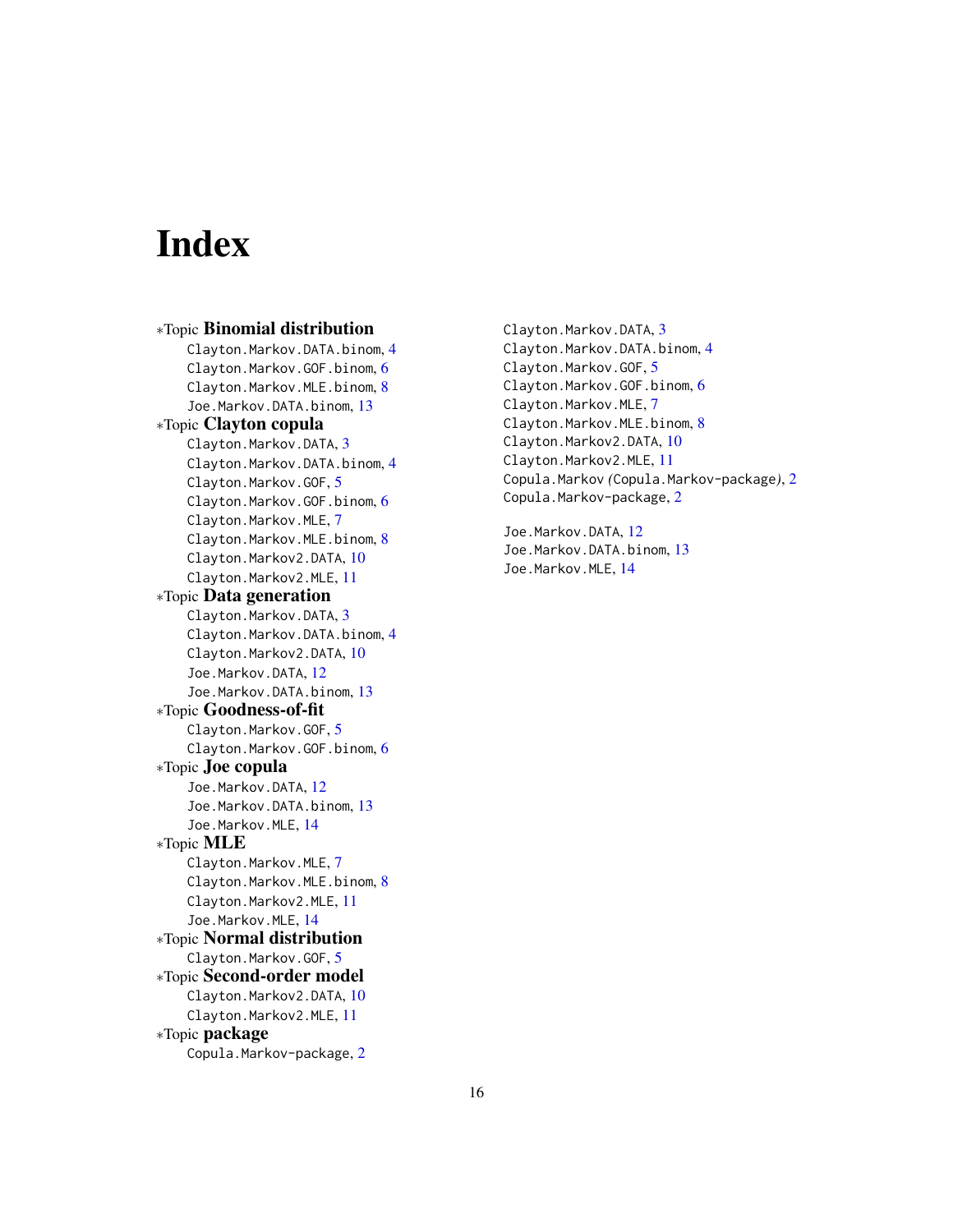# Index

∗Topic **Binomial distribution**
- Clayton.Markov.DATA.binom, 4
- Clayton.Markov.GOF.binom, 6
- Clayton.Markov.MLE.binom, 8
- Joe.Markov.DATA.binom, 13

∗Topic **Clayton copula**
- Clayton.Markov.DATA, 3
- Clayton.Markov.DATA.binom, 4
- Clayton.Markov.GOF, 5
- Clayton.Markov.GOF.binom, 6
- Clayton.Markov.MLE, 7
- Clayton.Markov.MLE.binom, 8
- Clayton.Markov2.DATA, 10
- Clayton.Markov2.MLE, 11

∗Topic **Data generation**
- Clayton.Markov.DATA, 3
- Clayton.Markov.DATA.binom, 4
- Clayton.Markov2.DATA, 10
- Joe.Markov.DATA, 12
- Joe.Markov.DATA.binom, 13

∗Topic **Goodness-of-fit**
- Clayton.Markov.GOF, 5
- Clayton.Markov.GOF.binom, 6

∗Topic **Joe copula**
- Joe.Markov.DATA, 12
- Joe.Markov.DATA.binom, 13
- Joe.Markov.MLE, 14

∗Topic **MLE**
- Clayton.Markov.MLE, 7
- Clayton.Markov.MLE.binom, 8
- Clayton.Markov2.MLE, 11
- Joe.Markov.MLE, 14

∗Topic **Normal distribution**
- Clayton.Markov.GOF, 5

∗Topic **Second-order model**
- Clayton.Markov2.DATA, 10
- Clayton.Markov2.MLE, 11

∗Topic **package**
- Copula.Markov-package, 2

Clayton.Markov.DATA, 3
Clayton.Markov.DATA.binom, 4
Clayton.Markov.GOF, 5
Clayton.Markov.GOF.binom, 6
Clayton.Markov.MLE, 7
Clayton.Markov.MLE.binom, 8
Clayton.Markov2.DATA, 10
Clayton.Markov2.MLE, 11
Copula.Markov *(*Copula.Markov-package*)*, 2
Copula.Markov-package, 2

Joe.Markov.DATA, 12
Joe.Markov.DATA.binom, 13
Joe.Markov.MLE, 14